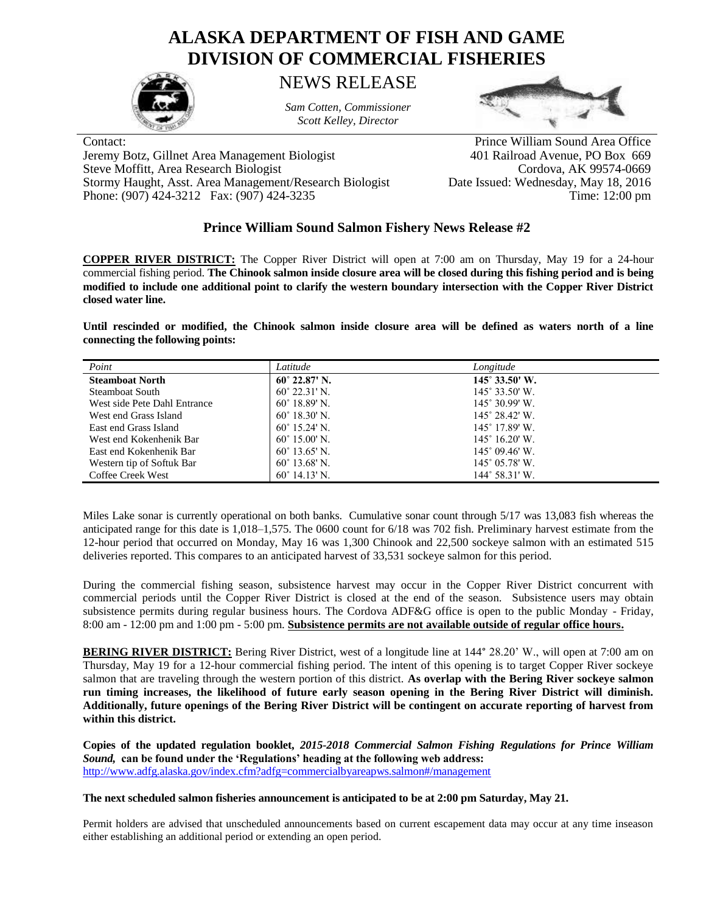# ALASKA DEPARTMENT OF FISH AND GAME
# DIVISION OF COMMERCIAL FISHERIES

## NEWS RELEASE

*Sam Cotten, Commissioner*
*Scott Kelley, Director*

Contact:
Jeremy Botz, Gillnet Area Management Biologist
Steve Moffitt, Area Research Biologist
Stormy Haught, Asst. Area Management/Research Biologist
Phone: (907) 424-3212 Fax: (907) 424-3235

Prince William Sound Area Office
401 Railroad Avenue, PO Box 669
Cordova, AK 99574-0669
Date Issued: Wednesday, May 18, 2016
Time: 12:00 pm

### Prince William Sound Salmon Fishery News Release #2

**COPPER RIVER DISTRICT:** The Copper River District will open at 7:00 am on Thursday, May 19 for a 24-hour commercial fishing period. **The Chinook salmon inside closure area will be closed during this fishing period and is being modified to include one additional point to clarify the western boundary intersection with the Copper River District closed water line.**

**Until rescinded or modified, the Chinook salmon inside closure area will be defined as waters north of a line connecting the following points:**

| *Point* | *Latitude* | *Longitude* |
|---|---|---|
| **Steamboat North** | **60˚ 22.87' N.** | **145˚ 33.50' W.** |
| Steamboat South | 60˚ 22.31' N. | 145˚ 33.50' W. |
| West side Pete Dahl Entrance | 60˚ 18.89' N. | 145˚ 30.99' W. |
| West end Grass Island | 60˚ 18.30' N. | 145˚ 28.42' W. |
| East end Grass Island | 60˚ 15.24' N. | 145˚ 17.89' W. |
| West end Kokenhenik Bar | 60˚ 15.00' N. | 145˚ 16.20' W. |
| East end Kokenhenik Bar | 60˚ 13.65' N. | 145˚ 09.46' W. |
| Western tip of Softuk Bar | 60˚ 13.68' N. | 145˚ 05.78' W. |
| Coffee Creek West | 60˚ 14.13' N. | 144˚ 58.31' W. |

Miles Lake sonar is currently operational on both banks. Cumulative sonar count through 5/17 was 13,083 fish whereas the anticipated range for this date is 1,018–1,575. The 0600 count for 6/18 was 702 fish. Preliminary harvest estimate from the 12-hour period that occurred on Monday, May 16 was 1,300 Chinook and 22,500 sockeye salmon with an estimated 515 deliveries reported. This compares to an anticipated harvest of 33,531 sockeye salmon for this period.

During the commercial fishing season, subsistence harvest may occur in the Copper River District concurrent with commercial periods until the Copper River District is closed at the end of the season. Subsistence users may obtain subsistence permits during regular business hours. The Cordova ADF&G office is open to the public Monday - Friday, 8:00 am - 12:00 pm and 1:00 pm - 5:00 pm. **Subsistence permits are not available outside of regular office hours.**

**BERING RIVER DISTRICT:** Bering River District, west of a longitude line at 144° 28.20' W., will open at 7:00 am on Thursday, May 19 for a 12-hour commercial fishing period. The intent of this opening is to target Copper River sockeye salmon that are traveling through the western portion of this district. **As overlap with the Bering River sockeye salmon run timing increases, the likelihood of future early season opening in the Bering River District will diminish. Additionally, future openings of the Bering River District will be contingent on accurate reporting of harvest from within this district.**

**Copies of the updated regulation booklet, *2015-2018 Commercial Salmon Fishing Regulations for Prince William Sound*, can be found under the 'Regulations' heading at the following web address:**
http://www.adfg.alaska.gov/index.cfm?adfg=commercialbyareapws.salmon#/management

**The next scheduled salmon fisheries announcement is anticipated to be at 2:00 pm Saturday, May 21.**

Permit holders are advised that unscheduled announcements based on current escapement data may occur at any time inseason either establishing an additional period or extending an open period.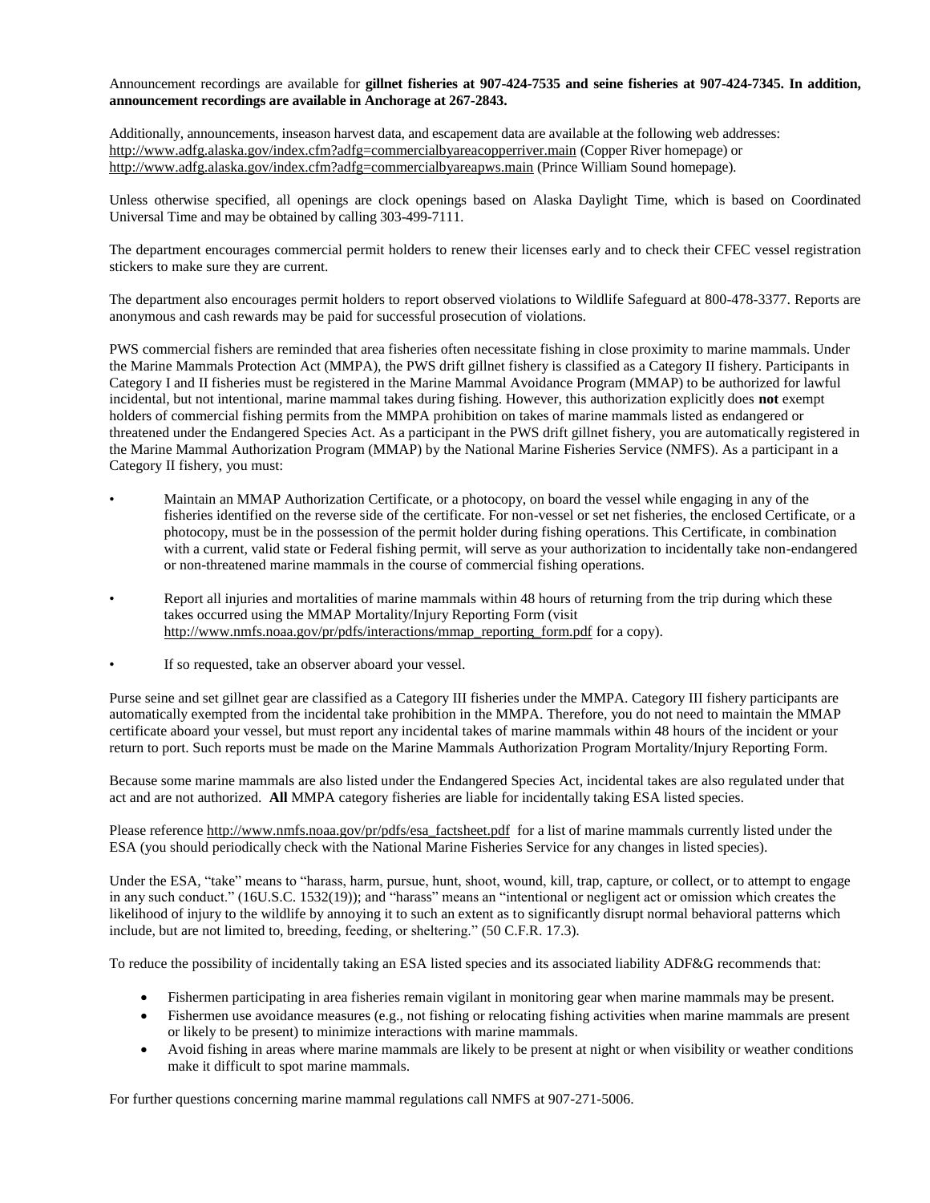Announcement recordings are available for **gillnet fisheries at 907-424-7535 and seine fisheries at 907-424-7345. In addition, announcement recordings are available in Anchorage at 267-2843.**

Additionally, announcements, inseason harvest data, and escapement data are available at the following web addresses: http://www.adfg.alaska.gov/index.cfm?adfg=commercialbyareacopperriver.main (Copper River homepage) or http://www.adfg.alaska.gov/index.cfm?adfg=commercialbyareapws.main (Prince William Sound homepage).

Unless otherwise specified, all openings are clock openings based on Alaska Daylight Time, which is based on Coordinated Universal Time and may be obtained by calling 303-499-7111.

The department encourages commercial permit holders to renew their licenses early and to check their CFEC vessel registration stickers to make sure they are current.

The department also encourages permit holders to report observed violations to Wildlife Safeguard at 800-478-3377. Reports are anonymous and cash rewards may be paid for successful prosecution of violations.

PWS commercial fishers are reminded that area fisheries often necessitate fishing in close proximity to marine mammals. Under the Marine Mammals Protection Act (MMPA), the PWS drift gillnet fishery is classified as a Category II fishery. Participants in Category I and II fisheries must be registered in the Marine Mammal Avoidance Program (MMAP) to be authorized for lawful incidental, but not intentional, marine mammal takes during fishing. However, this authorization explicitly does **not** exempt holders of commercial fishing permits from the MMPA prohibition on takes of marine mammals listed as endangered or threatened under the Endangered Species Act. As a participant in the PWS drift gillnet fishery, you are automatically registered in the Marine Mammal Authorization Program (MMAP) by the National Marine Fisheries Service (NMFS). As a participant in a Category II fishery, you must:

- Maintain an MMAP Authorization Certificate, or a photocopy, on board the vessel while engaging in any of the fisheries identified on the reverse side of the certificate. For non-vessel or set net fisheries, the enclosed Certificate, or a photocopy, must be in the possession of the permit holder during fishing operations. This Certificate, in combination with a current, valid state or Federal fishing permit, will serve as your authorization to incidentally take non-endangered or non-threatened marine mammals in the course of commercial fishing operations.
- Report all injuries and mortalities of marine mammals within 48 hours of returning from the trip during which these takes occurred using the MMAP Mortality/Injury Reporting Form (visit http://www.nmfs.noaa.gov/pr/pdfs/interactions/mmap_reporting_form.pdf for a copy).
- If so requested, take an observer aboard your vessel.

Purse seine and set gillnet gear are classified as a Category III fisheries under the MMPA. Category III fishery participants are automatically exempted from the incidental take prohibition in the MMPA. Therefore, you do not need to maintain the MMAP certificate aboard your vessel, but must report any incidental takes of marine mammals within 48 hours of the incident or your return to port. Such reports must be made on the Marine Mammals Authorization Program Mortality/Injury Reporting Form.

Because some marine mammals are also listed under the Endangered Species Act, incidental takes are also regulated under that act and are not authorized. **All** MMPA category fisheries are liable for incidentally taking ESA listed species.

Please reference http://www.nmfs.noaa.gov/pr/pdfs/esa_factsheet.pdf for a list of marine mammals currently listed under the ESA (you should periodically check with the National Marine Fisheries Service for any changes in listed species).

Under the ESA, "take" means to "harass, harm, pursue, hunt, shoot, wound, kill, trap, capture, or collect, or to attempt to engage in any such conduct." (16U.S.C. 1532(19)); and "harass" means an "intentional or negligent act or omission which creates the likelihood of injury to the wildlife by annoying it to such an extent as to significantly disrupt normal behavioral patterns which include, but are not limited to, breeding, feeding, or sheltering." (50 C.F.R. 17.3).

To reduce the possibility of incidentally taking an ESA listed species and its associated liability ADF&G recommends that:

- Fishermen participating in area fisheries remain vigilant in monitoring gear when marine mammals may be present.
- Fishermen use avoidance measures (e.g., not fishing or relocating fishing activities when marine mammals are present or likely to be present) to minimize interactions with marine mammals.
- Avoid fishing in areas where marine mammals are likely to be present at night or when visibility or weather conditions make it difficult to spot marine mammals.

For further questions concerning marine mammal regulations call NMFS at 907-271-5006.